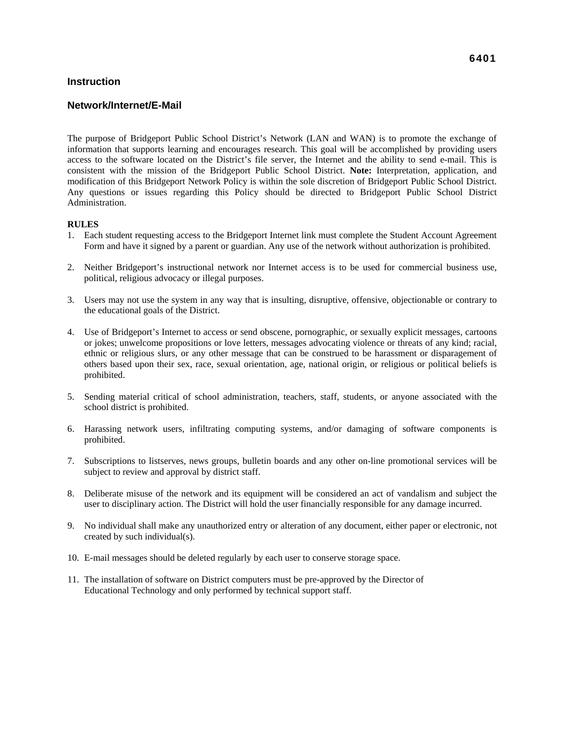# 6401

## Instruction

## Network/Internet/E-Mail

The purpose of Bridgeport Public School District's Network (LAN and WAN) is to promote the exchange of information that supports learning and encourages research. This goal will be accomplished by providing users access to the software located on the District's file server, the Internet and the ability to send e-mail. This is consistent with the mission of the Bridgeport Public School District. **Note:** Interpretation, application, and modification of this Bridgeport Network Policy is within the sole discretion of Bridgeport Public School District. Any questions or issues regarding this Policy should be directed to Bridgeport Public School District Administration.

**RULES**

1. Each student requesting access to the Bridgeport Internet link must complete the Student Account Agreement Form and have it signed by a parent or guardian. Any use of the network without authorization is prohibited.

2. Neither Bridgeport's instructional network nor Internet access is to be used for commercial business use, political, religious advocacy or illegal purposes.

3. Users may not use the system in any way that is insulting, disruptive, offensive, objectionable or contrary to the educational goals of the District.

4. Use of Bridgeport's Internet to access or send obscene, pornographic, or sexually explicit messages, cartoons or jokes; unwelcome propositions or love letters, messages advocating violence or threats of any kind; racial, ethnic or religious slurs, or any other message that can be construed to be harassment or disparagement of others based upon their sex, race, sexual orientation, age, national origin, or religious or political beliefs is prohibited.

5. Sending material critical of school administration, teachers, staff, students, or anyone associated with the school district is prohibited.

6. Harassing network users, infiltrating computing systems, and/or damaging of software components is prohibited.

7. Subscriptions to listserves, news groups, bulletin boards and any other on-line promotional services will be subject to review and approval by district staff.

8. Deliberate misuse of the network and its equipment will be considered an act of vandalism and subject the user to disciplinary action. The District will hold the user financially responsible for any damage incurred.

9. No individual shall make any unauthorized entry or alteration of any document, either paper or electronic, not created by such individual(s).

10. E-mail messages should be deleted regularly by each user to conserve storage space.

11. The installation of software on District computers must be pre-approved by the Director of Educational Technology and only performed by technical support staff.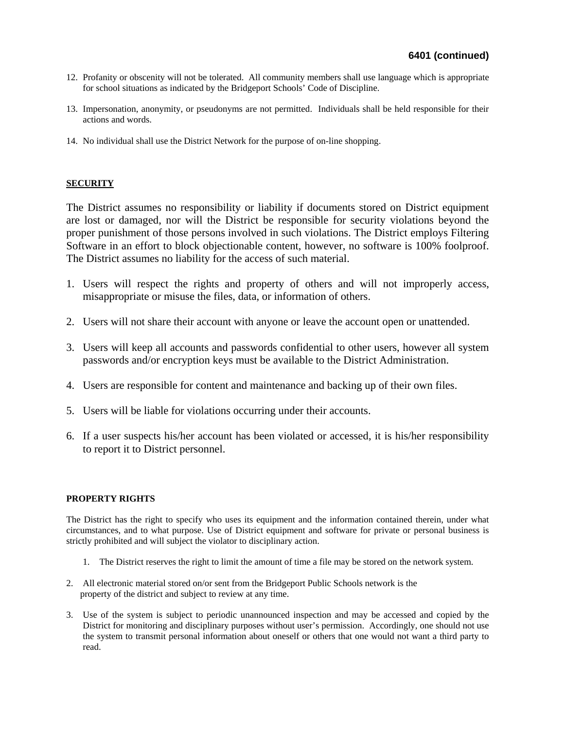**6401 (continued)**

12. Profanity or obscenity will not be tolerated. All community members shall use language which is appropriate for school situations as indicated by the Bridgeport Schools' Code of Discipline.

13. Impersonation, anonymity, or pseudonyms are not permitted. Individuals shall be held responsible for their actions and words.

14. No individual shall use the District Network for the purpose of on-line shopping.

## SECURITY

The District assumes no responsibility or liability if documents stored on District equipment are lost or damaged, nor will the District be responsible for security violations beyond the proper punishment of those persons involved in such violations. The District employs Filtering Software in an effort to block objectionable content, however, no software is 100% foolproof. The District assumes no liability for the access of such material.

1. Users will respect the rights and property of others and will not improperly access, misappropriate or misuse the files, data, or information of others.

2. Users will not share their account with anyone or leave the account open or unattended.

3. Users will keep all accounts and passwords confidential to other users, however all system passwords and/or encryption keys must be available to the District Administration.

4. Users are responsible for content and maintenance and backing up of their own files.

5. Users will be liable for violations occurring under their accounts.

6. If a user suspects his/her account has been violated or accessed, it is his/her responsibility to report it to District personnel.

## PROPERTY RIGHTS

The District has the right to specify who uses its equipment and the information contained therein, under what circumstances, and to what purpose. Use of District equipment and software for private or personal business is strictly prohibited and will subject the violator to disciplinary action.

1. The District reserves the right to limit the amount of time a file may be stored on the network system.

2. All electronic material stored on/or sent from the Bridgeport Public Schools network is the property of the district and subject to review at any time.

3. Use of the system is subject to periodic unannounced inspection and may be accessed and copied by the District for monitoring and disciplinary purposes without user's permission. Accordingly, one should not use the system to transmit personal information about oneself or others that one would not want a third party to read.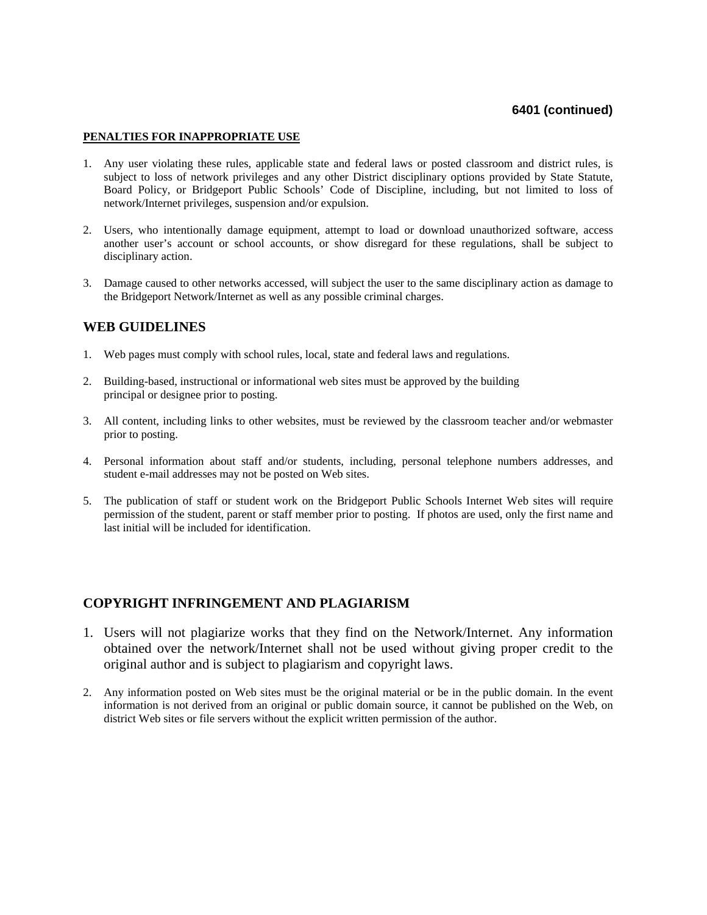**6401 (continued)**

**PENALTIES FOR INAPPROPRIATE USE**

1. Any user violating these rules, applicable state and federal laws or posted classroom and district rules, is subject to loss of network privileges and any other District disciplinary options provided by State Statute, Board Policy, or Bridgeport Public Schools' Code of Discipline, including, but not limited to loss of network/Internet privileges, suspension and/or expulsion.

2. Users, who intentionally damage equipment, attempt to load or download unauthorized software, access another user's account or school accounts, or show disregard for these regulations, shall be subject to disciplinary action.

3. Damage caused to other networks accessed, will subject the user to the same disciplinary action as damage to the Bridgeport Network/Internet as well as any possible criminal charges.

## WEB GUIDELINES

1. Web pages must comply with school rules, local, state and federal laws and regulations.

2. Building-based, instructional or informational web sites must be approved by the building principal or designee prior to posting.

3. All content, including links to other websites, must be reviewed by the classroom teacher and/or webmaster prior to posting.

4. Personal information about staff and/or students, including, personal telephone numbers addresses, and student e-mail addresses may not be posted on Web sites.

5. The publication of staff or student work on the Bridgeport Public Schools Internet Web sites will require permission of the student, parent or staff member prior to posting. If photos are used, only the first name and last initial will be included for identification.

## COPYRIGHT INFRINGEMENT AND PLAGIARISM

1. Users will not plagiarize works that they find on the Network/Internet. Any information obtained over the network/Internet shall not be used without giving proper credit to the original author and is subject to plagiarism and copyright laws.

2. Any information posted on Web sites must be the original material or be in the public domain. In the event information is not derived from an original or public domain source, it cannot be published on the Web, on district Web sites or file servers without the explicit written permission of the author.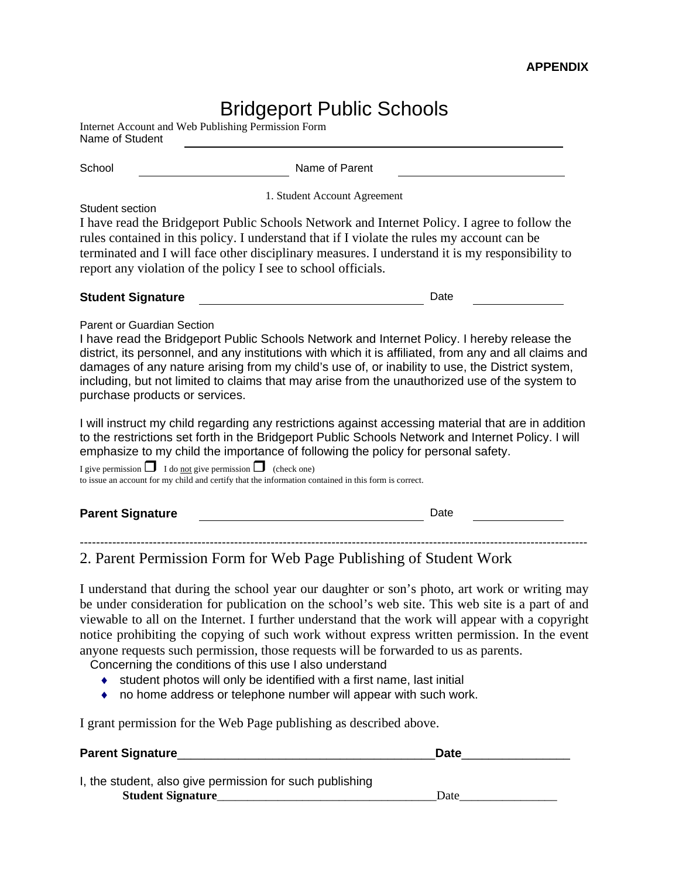APPENDIX

# Bridgeport Public Schools

Internet Account and Web Publishing Permission Form

Name of Student ____________________________________________

School ______________________ Name of Parent ________________________

1. Student Account Agreement

Student section

I have read the Bridgeport Public Schools Network and Internet Policy. I agree to follow the rules contained in this policy. I understand that if I violate the rules my account can be terminated and I will face other disciplinary measures. I understand it is my responsibility to report any violation of the policy I see to school officials.

**Student Signature** ________________________________ Date ____________

Parent or Guardian Section

I have read the Bridgeport Public Schools Network and Internet Policy. I hereby release the district, its personnel, and any institutions with which it is affiliated, from any and all claims and damages of any nature arising from my child's use of, or inability to use, the District system, including, but not limited to claims that may arise from the unauthorized use of the system to purchase products or services.

I will instruct my child regarding any restrictions against accessing material that are in addition to the restrictions set forth in the Bridgeport Public Schools Network and Internet Policy. I will emphasize to my child the importance of following the policy for personal safety.

I give permission ☐ I do not give permission ☐ (check one)
to issue an account for my child and certify that the information contained in this form is correct.

**Parent Signature** ________________________________ Date ____________

---

## 2. Parent Permission Form for Web Page Publishing of Student Work

I understand that during the school year our daughter or son's photo, art work or writing may be under consideration for publication on the school's web site. This web site is a part of and viewable to all on the Internet. I further understand that the work will appear with a copyright notice prohibiting the copying of such work without express written permission. In the event anyone requests such permission, those requests will be forwarded to us as parents.

Concerning the conditions of this use I also understand

- student photos will only be identified with a first name, last initial
- no home address or telephone number will appear with such work.

I grant permission for the Web Page publishing as described above.

**Parent Signature**________________________________________**Date**________________

I, the student, also give permission for such publishing

**Student Signature**___________________________________Date________________